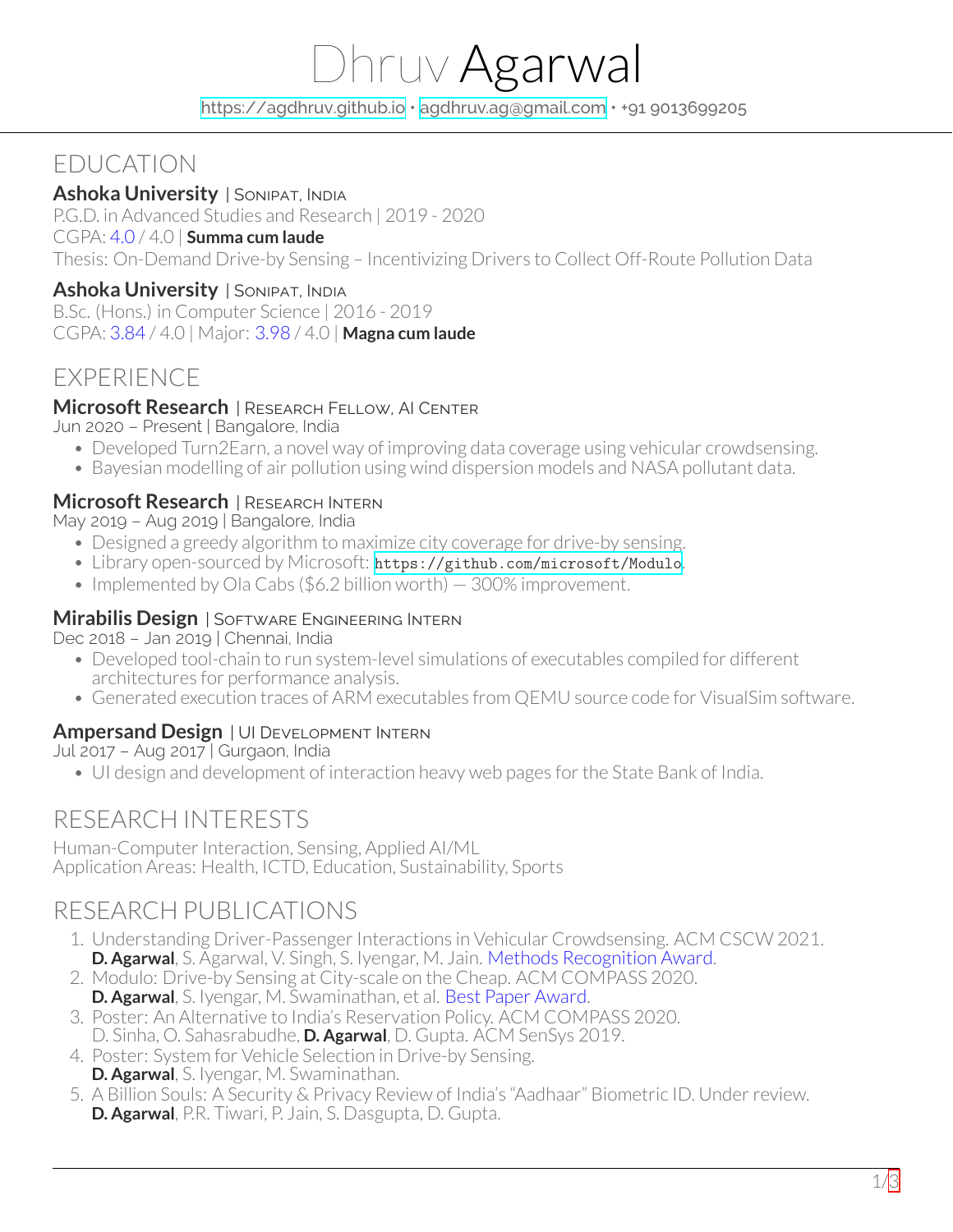# Dhruv Agarwal

https://agdhruv.github.io • agdhruv.ag@gmail.com • +91 9013699205

## EDUCATION

### Ashoka University | Sonipat, India

P.G.D. in Advanced Studies and Research | 2019 - 2020
CGPA: 4.0 / 4.0 | **Summa cum laude**
Thesis: On-Demand Drive-by Sensing – Incentivizing Drivers to Collect Off-Route Pollution Data

### Ashoka University | Sonipat, India

B.Sc. (Hons.) in Computer Science | 2016 - 2019
CGPA: 3.84 / 4.0 | Major: 3.98 / 4.0 | **Magna cum laude**

## EXPERIENCE

### Microsoft Research | Research Fellow, AI Center

Jun 2020 – Present | Bangalore, India

- Developed Turn2Earn, a novel way of improving data coverage using vehicular crowdsensing.
- Bayesian modelling of air pollution using wind dispersion models and NASA pollutant data.

### Microsoft Research | Research Intern

May 2019 – Aug 2019 | Bangalore, India

- Designed a greedy algorithm to maximize city coverage for drive-by sensing.
- Library open-sourced by Microsoft: `https://github.com/microsoft/Modulo`.
- Implemented by Ola Cabs ($6.2 billion worth) — 300% improvement.

### Mirabilis Design | Software Engineering Intern

Dec 2018 – Jan 2019 | Chennai, India

- Developed tool-chain to run system-level simulations of executables compiled for different architectures for performance analysis.
- Generated execution traces of ARM executables from QEMU source code for VisualSim software.

### Ampersand Design | UI Development Intern

Jul 2017 – Aug 2017 | Gurgaon, India

- UI design and development of interaction heavy web pages for the State Bank of India.

## RESEARCH INTERESTS

Human-Computer Interaction, Sensing, Applied AI/ML
Application Areas: Health, ICTD, Education, Sustainability, Sports

## RESEARCH PUBLICATIONS

1. Understanding Driver-Passenger Interactions in Vehicular Crowdsensing. ACM CSCW 2021.
   **D. Agarwal**, S. Agarwal, V. Singh, S. Iyengar, M. Jain. Methods Recognition Award.
2. Modulo: Drive-by Sensing at City-scale on the Cheap. ACM COMPASS 2020.
   **D. Agarwal**, S. Iyengar, M. Swaminathan, et al. Best Paper Award.
3. Poster: An Alternative to India's Reservation Policy. ACM COMPASS 2020.
   D. Sinha, O. Sahasrabudhe, **D. Agarwal**, D. Gupta. ACM SenSys 2019.
4. Poster: System for Vehicle Selection in Drive-by Sensing.
   **D. Agarwal**, S. Iyengar, M. Swaminathan.
5. A Billion Souls: A Security & Privacy Review of India's "Aadhaar" Biometric ID. Under review.
   **D. Agarwal**, P.R. Tiwari, P. Jain, S. Dasgupta, D. Gupta.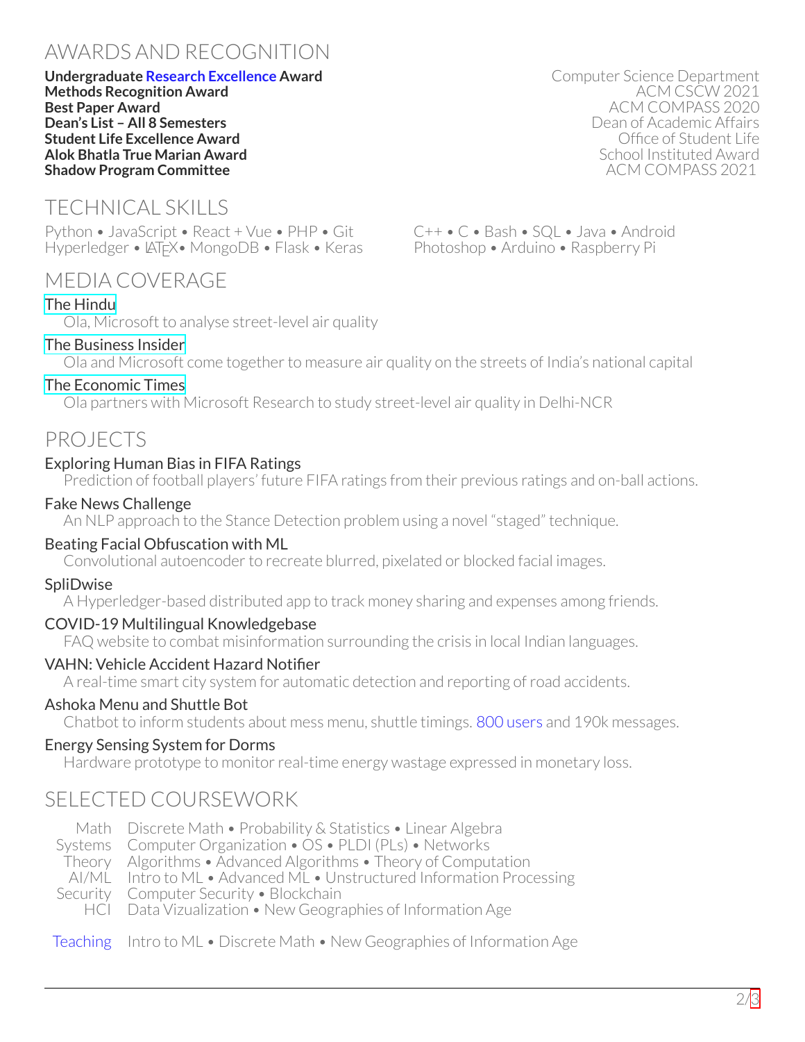## AWARDS AND RECOGNITION

| | |
|---|---|
| **Undergraduate Research Excellence Award** | Computer Science Department |
| **Methods Recognition Award** | ACM CSCW 2021 |
| **Best Paper Award** | ACM COMPASS 2020 |
| **Dean's List – All 8 Semesters** | Dean of Academic Affairs |
| **Student Life Excellence Award** | Office of Student Life |
| **Alok Bhatla True Marian Award** | School Instituted Award |
| **Shadow Program Committee** | ACM COMPASS 2021 |

## TECHNICAL SKILLS

Python • JavaScript • React + Vue • PHP • Git • C++ • C • Bash • SQL • Java • Android
Hyperledger • LaTeX • MongoDB • Flask • Keras • Photoshop • Arduino • Raspberry Pi

## MEDIA COVERAGE

**The Hindu**
Ola, Microsoft to analyse street-level air quality

**The Business Insider**
Ola and Microsoft come together to measure air quality on the streets of India's national capital

**The Economic Times**
Ola partners with Microsoft Research to study street-level air quality in Delhi-NCR

## PROJECTS

**Exploring Human Bias in FIFA Ratings**
Prediction of football players' future FIFA ratings from their previous ratings and on-ball actions.

**Fake News Challenge**
An NLP approach to the Stance Detection problem using a novel "staged" technique.

**Beating Facial Obfuscation with ML**
Convolutional autoencoder to recreate blurred, pixelated or blocked facial images.

**SpliDwise**
A Hyperledger-based distributed app to track money sharing and expenses among friends.

**COVID-19 Multilingual Knowledgebase**
FAQ website to combat misinformation surrounding the crisis in local Indian languages.

**VAHN: Vehicle Accident Hazard Notifier**
A real-time smart city system for automatic detection and reporting of road accidents.

**Ashoka Menu and Shuttle Bot**
Chatbot to inform students about mess menu, shuttle timings. 800 users and 190k messages.

**Energy Sensing System for Dorms**
Hardware prototype to monitor real-time energy wastage expressed in monetary loss.

## SELECTED COURSEWORK

| | |
|---|---|
| Math | Discrete Math • Probability & Statistics • Linear Algebra |
| Systems | Computer Organization • OS • PLDI (PLs) • Networks |
| Theory | Algorithms • Advanced Algorithms • Theory of Computation |
| AI/ML | Intro to ML • Advanced ML • Unstructured Information Processing |
| Security | Computer Security • Blockchain |
| HCI | Data Vizualization • New Geographies of Information Age |

| | |
|---|---|
| Teaching | Intro to ML • Discrete Math • New Geographies of Information Age |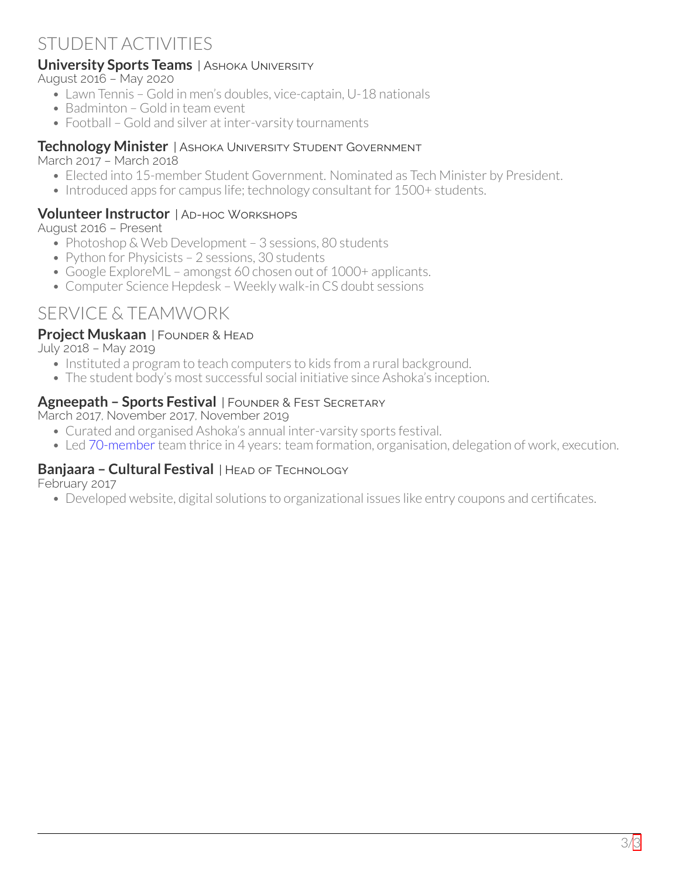## STUDENT ACTIVITIES

### **University Sports Teams** | Ashoka University
August 2016 – May 2020

- Lawn Tennis – Gold in men's doubles, vice-captain, U-18 nationals
- Badminton – Gold in team event
- Football – Gold and silver at inter-varsity tournaments

### **Technology Minister** | Ashoka University Student Government
March 2017 – March 2018

- Elected into 15-member Student Government. Nominated as Tech Minister by President.
- Introduced apps for campus life; technology consultant for 1500+ students.

### **Volunteer Instructor** | Ad-hoc Workshops
August 2016 – Present

- Photoshop & Web Development – 3 sessions, 80 students
- Python for Physicists – 2 sessions, 30 students
- Google ExploreML – amongst 60 chosen out of 1000+ applicants.
- Computer Science Hepdesk – Weekly walk-in CS doubt sessions

## SERVICE & TEAMWORK

### **Project Muskaan** | Founder & Head
July 2018 – May 2019

- Instituted a program to teach computers to kids from a rural background.
- The student body's most successful social initiative since Ashoka's inception.

### **Agneepath – Sports Festival** | Founder & Fest Secretary
March 2017, November 2017, November 2019

- Curated and organised Ashoka's annual inter-varsity sports festival.
- Led 70-member team thrice in 4 years: team formation, organisation, delegation of work, execution.

### **Banjaara – Cultural Festival** | Head of Technology
February 2017

- Developed website, digital solutions to organizational issues like entry coupons and certificates.